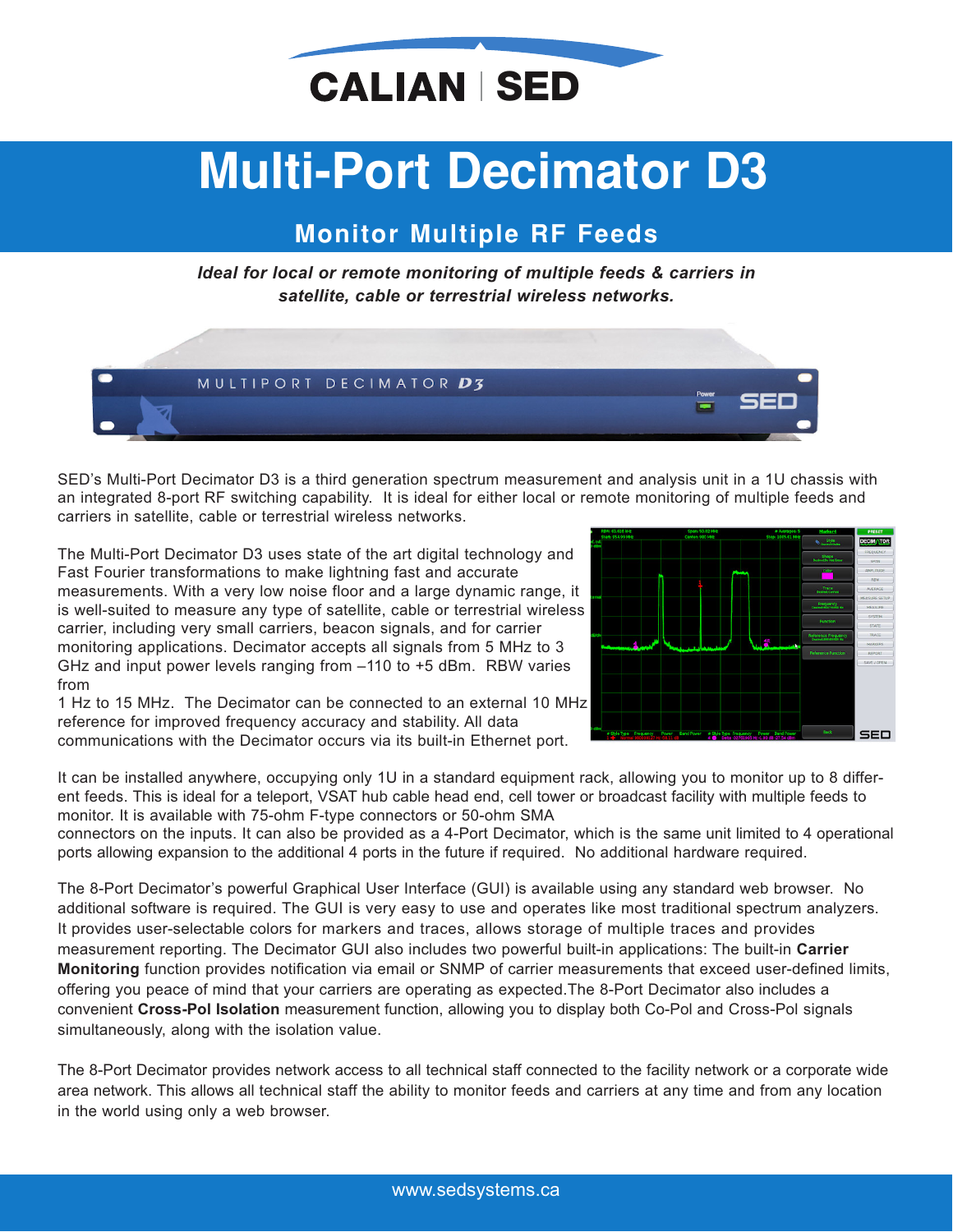CALIAN | SED

# Multi-Port Decimator D3

## Monitor Multiple RF Feeds

***Ideal for local or remote monitoring of multiple feeds & carriers in satellite, cable or terrestrial wireless networks.***

SED's Multi-Port Decimator D3 is a third generation spectrum measurement and analysis unit in a 1U chassis with an integrated 8-port RF switching capability. It is ideal for either local or remote monitoring of multiple feeds and carriers in satellite, cable or terrestrial wireless networks.

The Multi-Port Decimator D3 uses state of the art digital technology and Fast Fourier transformations to make lightning fast and accurate measurements. With a very low noise floor and a large dynamic range, it is well-suited to measure any type of satellite, cable or terrestrial wireless carrier, including very small carriers, beacon signals, and for carrier monitoring applications. Decimator accepts all signals from 5 MHz to 3 GHz and input power levels ranging from –110 to +5 dBm. RBW varies from 1 Hz to 15 MHz. The Decimator can be connected to an external 10 MHz reference for improved frequency accuracy and stability. All data communications with the Decimator occurs via its built-in Ethernet port.

It can be installed anywhere, occupying only 1U in a standard equipment rack, allowing you to monitor up to 8 different feeds. This is ideal for a teleport, VSAT hub cable head end, cell tower or broadcast facility with multiple feeds to monitor. It is available with 75-ohm F-type connectors or 50-ohm SMA connectors on the inputs. It can also be provided as a 4-Port Decimator, which is the same unit limited to 4 operational ports allowing expansion to the additional 4 ports in the future if required. No additional hardware required.

The 8-Port Decimator's powerful Graphical User Interface (GUI) is available using any standard web browser. No additional software is required. The GUI is very easy to use and operates like most traditional spectrum analyzers. It provides user-selectable colors for markers and traces, allows storage of multiple traces and provides measurement reporting. The Decimator GUI also includes two powerful built-in applications: The built-in **Carrier Monitoring** function provides notification via email or SNMP of carrier measurements that exceed user-defined limits, offering you peace of mind that your carriers are operating as expected.The 8-Port Decimator also includes a convenient **Cross-Pol Isolation** measurement function, allowing you to display both Co-Pol and Cross-Pol signals simultaneously, along with the isolation value.

The 8-Port Decimator provides network access to all technical staff connected to the facility network or a corporate wide area network. This allows all technical staff the ability to monitor feeds and carriers at any time and from any location in the world using only a web browser.

www.sedsystems.ca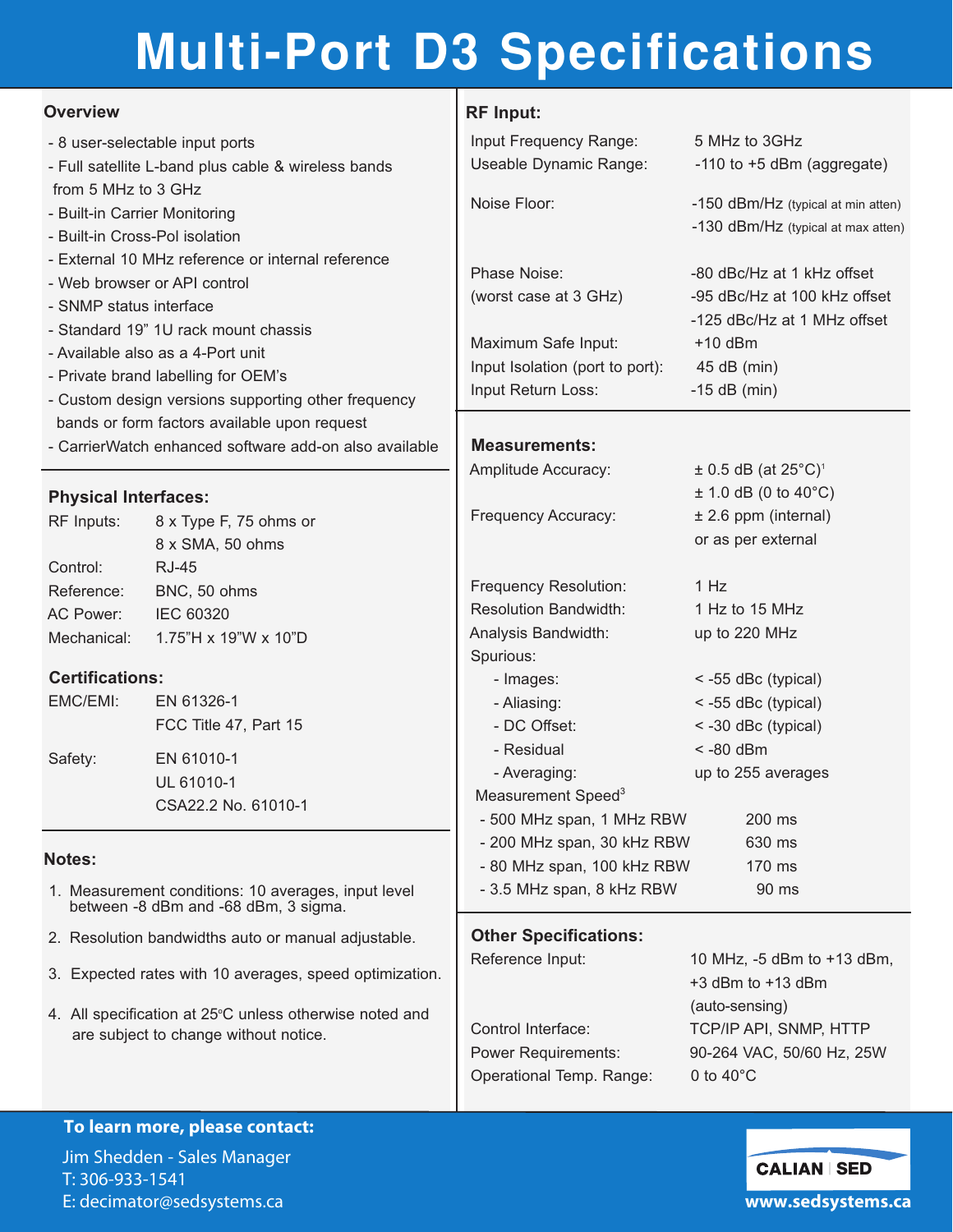# Multi-Port D3 Specifications

## Overview

- 8 user-selectable input ports
- Full satellite L-band plus cable & wireless bands from 5 MHz to 3 GHz
- Built-in Carrier Monitoring
- Built-in Cross-Pol isolation
- External 10 MHz reference or internal reference
- Web browser or API control
- SNMP status interface
- Standard 19” 1U rack mount chassis
- Available also as a 4-Port unit
- Private brand labelling for OEM’s
- Custom design versions supporting other frequency bands or form factors available upon request
- CarrierWatch enhanced software add-on also available

### Physical Interfaces:

| | |
|---|---|
| RF Inputs: | 8 x Type F, 75 ohms or 8 x SMA, 50 ohms |
| Control: | RJ-45 |
| Reference: | BNC, 50 ohms |
| AC Power: | IEC 60320 |
| Mechanical: | 1.75”H x 19”W x 10”D |

### Certifications:

| | |
|---|---|
| EMC/EMI: | EN 61326-1<br>FCC Title 47, Part 15 |
| Safety: | EN 61010-1<br>UL 61010-1<br>CSA22.2 No. 61010-1 |

### Notes:

1. Measurement conditions: 10 averages, input level between -8 dBm and -68 dBm, 3 sigma.
2. Resolution bandwidths auto or manual adjustable.
3. Expected rates with 10 averages, speed optimization.
4. All specification at 25°C unless otherwise noted and are subject to change without notice.

### RF Input:

| | |
|---|---|
| Input Frequency Range: | 5 MHz to 3GHz |
| Useable Dynamic Range: | -110 to +5 dBm (aggregate) |
| Noise Floor: | -150 dBm/Hz (typical at min atten)<br>-130 dBm/Hz (typical at max atten) |
| Phase Noise: (worst case at 3 GHz) | -80 dBc/Hz at 1 kHz offset<br>-95 dBc/Hz at 100 kHz offset<br>-125 dBc/Hz at 1 MHz offset |
| Maximum Safe Input: | +10 dBm |
| Input Isolation (port to port): | 45 dB (min) |
| Input Return Loss: | -15 dB (min) |

### Measurements:

| | |
|---|---|
| Amplitude Accuracy: | ± 0.5 dB (at 25°C)[1]<br>± 1.0 dB (0 to 40°C) |
| Frequency Accuracy: | ± 2.6 ppm (internal)<br>or as per external |
| Frequency Resolution: | 1 Hz |
| Resolution Bandwidth: | 1 Hz to 15 MHz |
| Analysis Bandwidth: | up to 220 MHz |
| Spurious: | |
| - Images: | < -55 dBc (typical) |
| - Aliasing: | < -55 dBc (typical) |
| - DC Offset: | < -30 dBc (typical) |
| - Residual | < -80 dBm |
| - Averaging: | up to 255 averages |
| Measurement Speed[3] | |
| - 500 MHz span, 1 MHz RBW | 200 ms |
| - 200 MHz span, 30 kHz RBW | 630 ms |
| - 80 MHz span, 100 kHz RBW | 170 ms |
| - 3.5 MHz span, 8 kHz RBW | 90 ms |

### Other Specifications:

| | |
|---|---|
| Reference Input: | 10 MHz, -5 dBm to +13 dBm, +3 dBm to +13 dBm (auto-sensing) |
| Control Interface: | TCP/IP API, SNMP, HTTP |
| Power Requirements: | 90-264 VAC, 50/60 Hz, 25W |
| Operational Temp. Range: | 0 to 40°C |

**To learn more, please contact:**

Jim Shedden - Sales Manager
T: 306-933-1541
E: decimator@sedsystems.ca

CALIAN | SED
www.sedsystems.ca